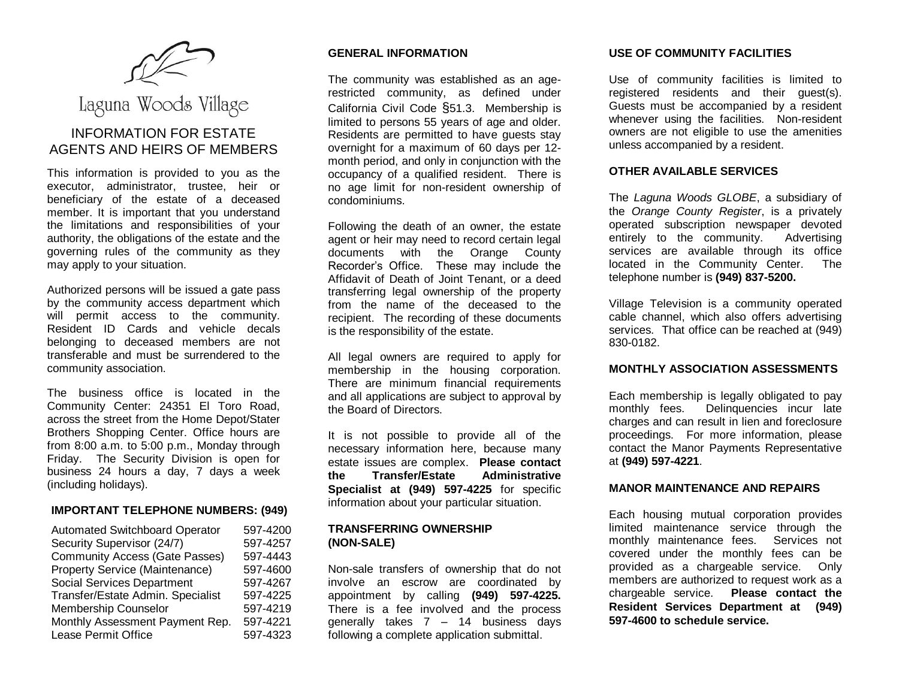Laguna Woods Village

# INFORMATION FOR ESTATE AGENTS AND HEIRS OF MEMBERS

This information is provided to you as the executor, administrator, trustee, heir or beneficiary of the estate of a deceased member. It is important that you understand the limitations and responsibilities of your authority, the obligations of the estate and the governing rules of the community as they may apply to your situation.

Authorized persons will be issued a gate pass by the community access department which will permit access to the community. Resident ID Cards and vehicle decals belonging to deceased members are not transferable and must be surrendered to the community association.

The business office is located in the Community Center: 24351 El Toro Road, across the street from the Home Depot/Stater Brothers Shopping Center. Office hours are from 8:00 a.m. to 5:00 p.m., Monday through Friday. The Security Division is open for business 24 hours a day, 7 days a week (including holidays).

## IMPORTANT TELEPHONE NUMBERS: (949)

| | |
|---|---|
| Automated Switchboard Operator | 597-4200 |
| Security Supervisor (24/7) | 597-4257 |
| Community Access (Gate Passes) | 597-4443 |
| Property Service (Maintenance) | 597-4600 |
| Social Services Department | 597-4267 |
| Transfer/Estate Admin. Specialist | 597-4225 |
| Membership Counselor | 597-4219 |
| Monthly Assessment Payment Rep. | 597-4221 |
| Lease Permit Office | 597-4323 |

## GENERAL INFORMATION

The community was established as an age-restricted community, as defined under California Civil Code §51.3. Membership is limited to persons 55 years of age and older. Residents are permitted to have guests stay overnight for a maximum of 60 days per 12-month period, and only in conjunction with the occupancy of a qualified resident. There is no age limit for non-resident ownership of condominiums.

Following the death of an owner, the estate agent or heir may need to record certain legal documents with the Orange County Recorder's Office. These may include the Affidavit of Death of Joint Tenant, or a deed transferring legal ownership of the property from the name of the deceased to the recipient. The recording of these documents is the responsibility of the estate.

All legal owners are required to apply for membership in the housing corporation. There are minimum financial requirements and all applications are subject to approval by the Board of Directors.

It is not possible to provide all of the necessary information here, because many estate issues are complex. **Please contact the Transfer/Estate Administrative Specialist at (949) 597-4225** for specific information about your particular situation.

## TRANSFERRING OWNERSHIP (NON-SALE)

Non-sale transfers of ownership that do not involve an escrow are coordinated by appointment by calling **(949) 597-4225.** There is a fee involved and the process generally takes 7 – 14 business days following a complete application submittal.

## USE OF COMMUNITY FACILITIES

Use of community facilities is limited to registered residents and their guest(s). Guests must be accompanied by a resident whenever using the facilities. Non-resident owners are not eligible to use the amenities unless accompanied by a resident.

## OTHER AVAILABLE SERVICES

The *Laguna Woods GLOBE*, a subsidiary of the *Orange County Register*, is a privately operated subscription newspaper devoted entirely to the community. Advertising services are available through its office located in the Community Center. The telephone number is **(949) 837-5200.**

Village Television is a community operated cable channel, which also offers advertising services. That office can be reached at (949) 830-0182.

## MONTHLY ASSOCIATION ASSESSMENTS

Each membership is legally obligated to pay monthly fees. Delinquencies incur late charges and can result in lien and foreclosure proceedings. For more information, please contact the Manor Payments Representative at **(949) 597-4221**.

## MANOR MAINTENANCE AND REPAIRS

Each housing mutual corporation provides limited maintenance service through the monthly maintenance fees. Services not covered under the monthly fees can be provided as a chargeable service. Only members are authorized to request work as a chargeable service. **Please contact the Resident Services Department at (949) 597-4600 to schedule service.**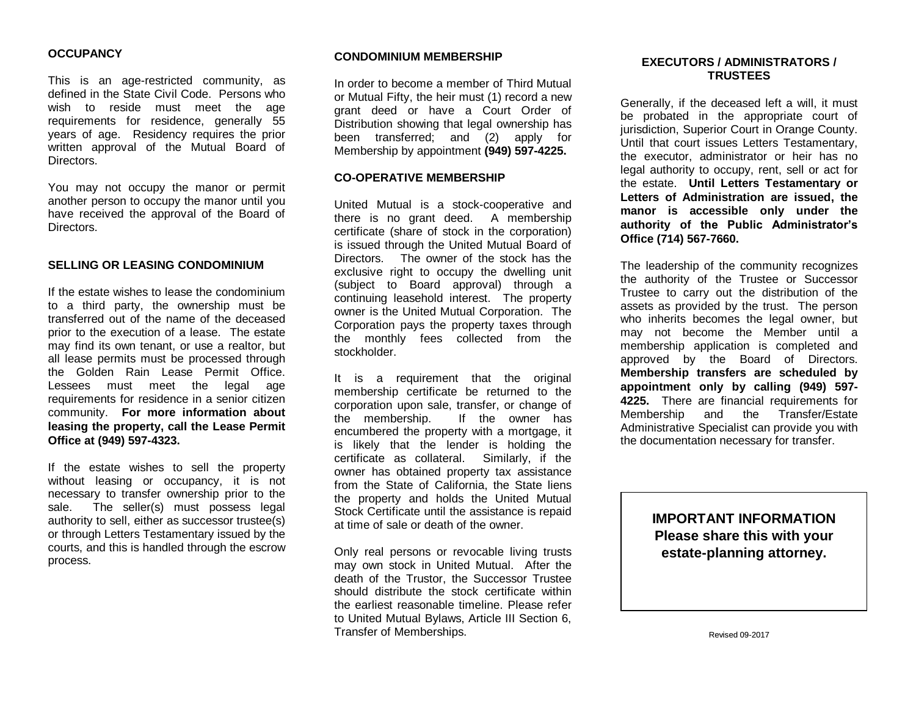## OCCUPANCY

This is an age-restricted community, as defined in the State Civil Code. Persons who wish to reside must meet the age requirements for residence, generally 55 years of age. Residency requires the prior written approval of the Mutual Board of Directors.

You may not occupy the manor or permit another person to occupy the manor until you have received the approval of the Board of Directors.

## SELLING OR LEASING CONDOMINIUM

If the estate wishes to lease the condominium to a third party, the ownership must be transferred out of the name of the deceased prior to the execution of a lease. The estate may find its own tenant, or use a realtor, but all lease permits must be processed through the Golden Rain Lease Permit Office. Lessees must meet the legal age requirements for residence in a senior citizen community. **For more information about leasing the property, call the Lease Permit Office at (949) 597-4323.**

If the estate wishes to sell the property without leasing or occupancy, it is not necessary to transfer ownership prior to the sale. The seller(s) must possess legal authority to sell, either as successor trustee(s) or through Letters Testamentary issued by the courts, and this is handled through the escrow process.

## CONDOMINIUM MEMBERSHIP

In order to become a member of Third Mutual or Mutual Fifty, the heir must (1) record a new grant deed or have a Court Order of Distribution showing that legal ownership has been transferred; and (2) apply for Membership by appointment **(949) 597-4225.**

## CO-OPERATIVE MEMBERSHIP

United Mutual is a stock-cooperative and there is no grant deed. A membership certificate (share of stock in the corporation) is issued through the United Mutual Board of Directors. The owner of the stock has the exclusive right to occupy the dwelling unit (subject to Board approval) through a continuing leasehold interest. The property owner is the United Mutual Corporation. The Corporation pays the property taxes through the monthly fees collected from the stockholder.

It is a requirement that the original membership certificate be returned to the corporation upon sale, transfer, or change of the membership. If the owner has encumbered the property with a mortgage, it is likely that the lender is holding the certificate as collateral. Similarly, if the owner has obtained property tax assistance from the State of California, the State liens the property and holds the United Mutual Stock Certificate until the assistance is repaid at time of sale or death of the owner.

Only real persons or revocable living trusts may own stock in United Mutual. After the death of the Trustor, the Successor Trustee should distribute the stock certificate within the earliest reasonable timeline. Please refer to United Mutual Bylaws, Article III Section 6, Transfer of Memberships.

## EXECUTORS / ADMINISTRATORS / TRUSTEES

Generally, if the deceased left a will, it must be probated in the appropriate court of jurisdiction, Superior Court in Orange County. Until that court issues Letters Testamentary, the executor, administrator or heir has no legal authority to occupy, rent, sell or act for the estate. **Until Letters Testamentary or Letters of Administration are issued, the manor is accessible only under the authority of the Public Administrator's Office (714) 567-7660.**

The leadership of the community recognizes the authority of the Trustee or Successor Trustee to carry out the distribution of the assets as provided by the trust. The person who inherits becomes the legal owner, but may not become the Member until a membership application is completed and approved by the Board of Directors. **Membership transfers are scheduled by appointment only by calling (949) 597-4225.** There are financial requirements for Membership and the Transfer/Estate Administrative Specialist can provide you with the documentation necessary for transfer.

**IMPORTANT INFORMATION**
**Please share this with your estate-planning attorney.**

Revised 09-2017